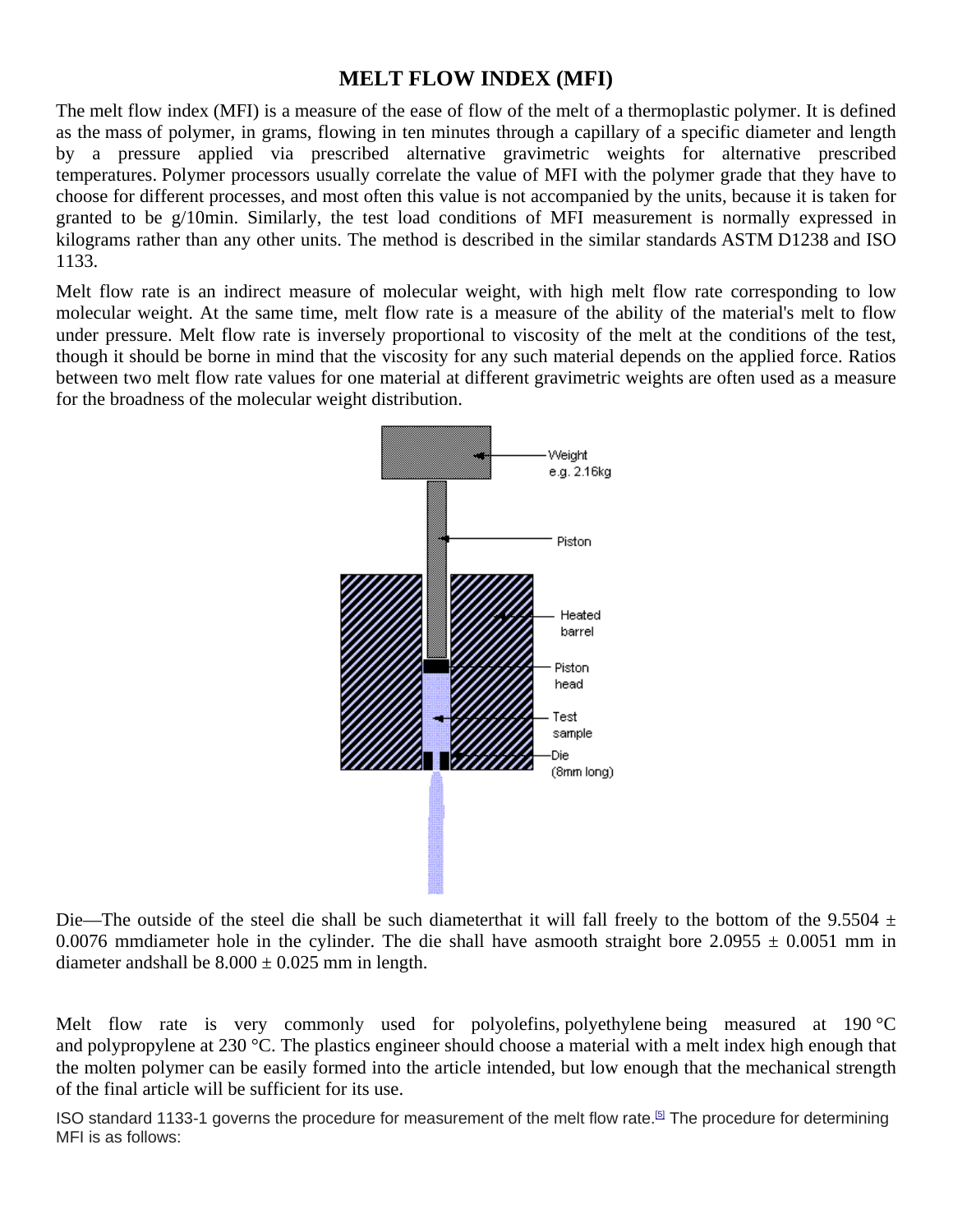# MELT FLOW INDEX (MFI)

The melt flow index (MFI) is a measure of the ease of flow of the melt of a thermoplastic polymer. It is defined as the mass of polymer, in grams, flowing in ten minutes through a capillary of a specific diameter and length by a pressure applied via prescribed alternative gravimetric weights for alternative prescribed temperatures. Polymer processors usually correlate the value of MFI with the polymer grade that they have to choose for different processes, and most often this value is not accompanied by the units, because it is taken for granted to be g/10min. Similarly, the test load conditions of MFI measurement is normally expressed in kilograms rather than any other units. The method is described in the similar standards ASTM D1238 and ISO 1133.

Melt flow rate is an indirect measure of molecular weight, with high melt flow rate corresponding to low molecular weight. At the same time, melt flow rate is a measure of the ability of the material's melt to flow under pressure. Melt flow rate is inversely proportional to viscosity of the melt at the conditions of the test, though it should be borne in mind that the viscosity for any such material depends on the applied force. Ratios between two melt flow rate values for one material at different gravimetric weights are often used as a measure for the broadness of the molecular weight distribution.

Weight
e.g. 2.16kg

Piston

Heated
barrel

Piston
head

Test
sample

Die
(8mm long)

Die—The outside of the steel die shall be such diameterthat it will fall freely to the bottom of the 9.5504 ± 0.0076 mmdiameter hole in the cylinder. The die shall have asmooth straight bore 2.0955 ± 0.0051 mm in diameter andshall be 8.000 ± 0.025 mm in length.

Melt flow rate is very commonly used for polyolefins, polyethylene being measured at 190 °C and polypropylene at 230 °C. The plastics engineer should choose a material with a melt index high enough that the molten polymer can be easily formed into the article intended, but low enough that the mechanical strength of the final article will be sufficient for its use.

ISO standard 1133-1 governs the procedure for measurement of the melt flow rate.[5] The procedure for determining MFI is as follows: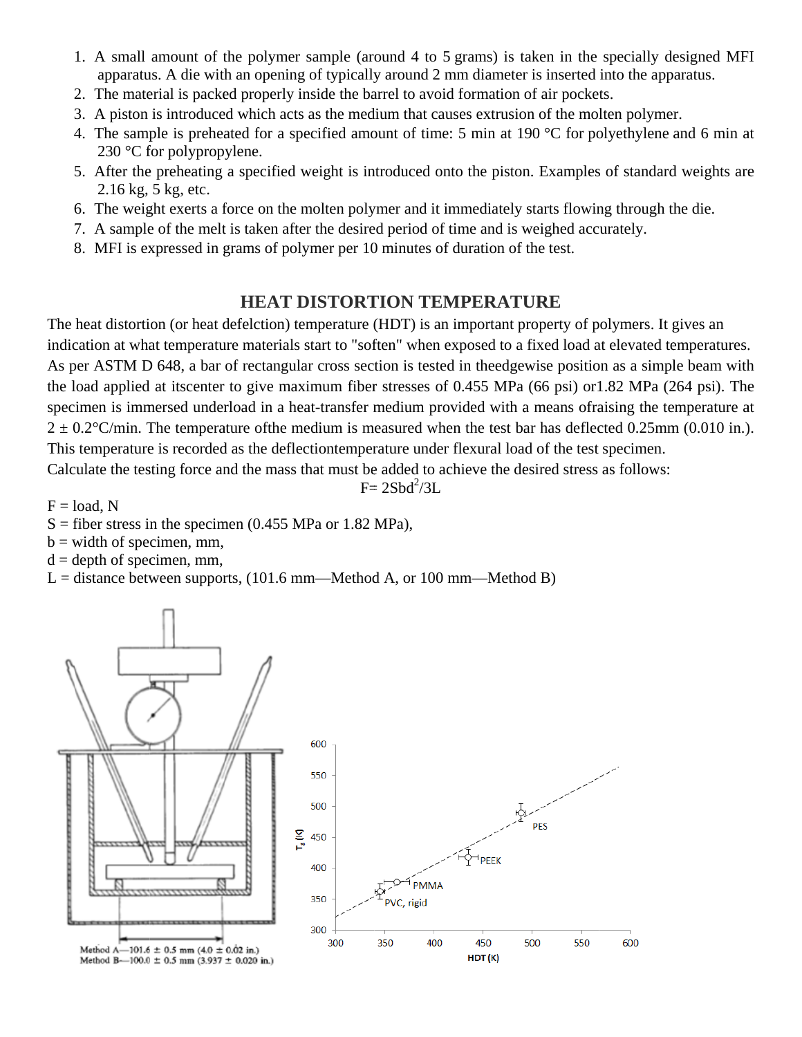1. A small amount of the polymer sample (around 4 to 5 grams) is taken in the specially designed MFI apparatus. A die with an opening of typically around 2 mm diameter is inserted into the apparatus.
2. The material is packed properly inside the barrel to avoid formation of air pockets.
3. A piston is introduced which acts as the medium that causes extrusion of the molten polymer.
4. The sample is preheated for a specified amount of time: 5 min at 190 °C for polyethylene and 6 min at 230 °C for polypropylene.
5. After the preheating a specified weight is introduced onto the piston. Examples of standard weights are 2.16 kg, 5 kg, etc.
6. The weight exerts a force on the molten polymer and it immediately starts flowing through the die.
7. A sample of the melt is taken after the desired period of time and is weighed accurately.
8. MFI is expressed in grams of polymer per 10 minutes of duration of the test.

## HEAT DISTORTION TEMPERATURE

The heat distortion (or heat defelction) temperature (HDT) is an important property of polymers. It gives an indication at what temperature materials start to "soften" when exposed to a fixed load at elevated temperatures. As per ASTM D 648, a bar of rectangular cross section is tested in theedgewise position as a simple beam with the load applied at itscenter to give maximum fiber stresses of 0.455 MPa (66 psi) or1.82 MPa (264 psi). The specimen is immersed underload in a heat-transfer medium provided with a means ofraising the temperature at 2 ± 0.2°C/min. The temperature ofthe medium is measured when the test bar has deflected 0.25mm (0.010 in.). This temperature is recorded as the deflectiontemperature under flexural load of the test specimen.

Calculate the testing force and the mass that must be added to achieve the desired stress as follows:

$$F = 2Sbd^2/3L$$

F = load, N

S = fiber stress in the specimen (0.455 MPa or 1.82 MPa),

b = width of specimen, mm,

d = depth of specimen, mm,

L = distance between supports, (101.6 mm—Method A, or 100 mm—Method B)

Method A—101.6 ± 0.5 mm (4.0 ± 0.02 in.)
Method B—100.0 ± 0.5 mm (3.937 ± 0.020 in.)

$T_g$ (K)
600
550
500
450
400
350
300
HDT (K)
300
350
400
450
500
550
600
PES
PEEK
PMMA
PVC, rigid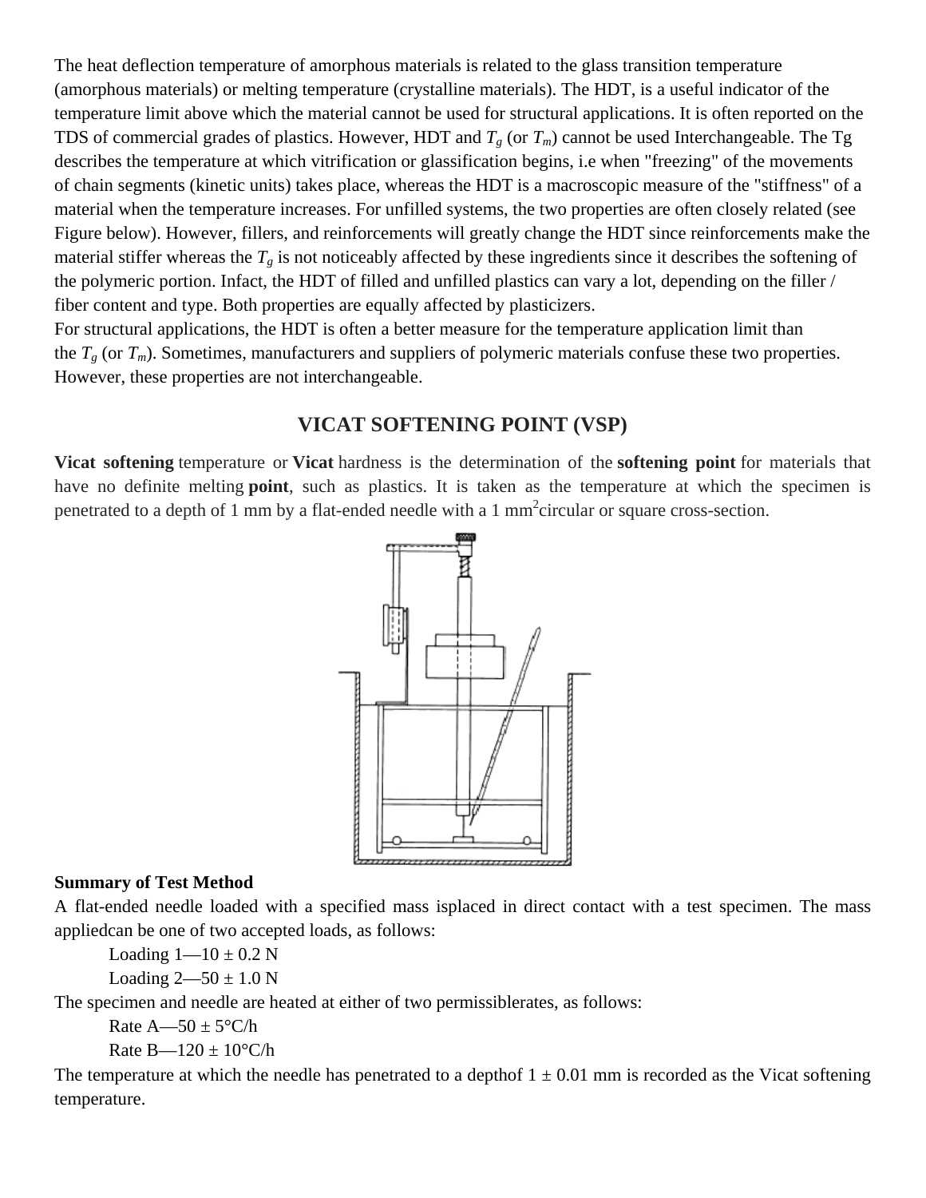The heat deflection temperature of amorphous materials is related to the glass transition temperature (amorphous materials) or melting temperature (crystalline materials). The HDT, is a useful indicator of the temperature limit above which the material cannot be used for structural applications. It is often reported on the TDS of commercial grades of plastics. However, HDT and $T_g$ (or $T_m$) cannot be used Interchangeable. The Tg describes the temperature at which vitrification or glassification begins, i.e when "freezing" of the movements of chain segments (kinetic units) takes place, whereas the HDT is a macroscopic measure of the "stiffness" of a material when the temperature increases. For unfilled systems, the two properties are often closely related (see Figure below). However, fillers, and reinforcements will greatly change the HDT since reinforcements make the material stiffer whereas the $T_g$ is not noticeably affected by these ingredients since it describes the softening of the polymeric portion. Infact, the HDT of filled and unfilled plastics can vary a lot, depending on the filler / fiber content and type. Both properties are equally affected by plasticizers.

For structural applications, the HDT is often a better measure for the temperature application limit than the $T_g$ (or $T_m$). Sometimes, manufacturers and suppliers of polymeric materials confuse these two properties. However, these properties are not interchangeable.

## VICAT SOFTENING POINT (VSP)

**Vicat softening** temperature or **Vicat** hardness is the determination of the **softening point** for materials that have no definite melting **point**, such as plastics. It is taken as the temperature at which the specimen is penetrated to a depth of 1 mm by a flat-ended needle with a 1 $mm^2$circular or square cross-section.

**Summary of Test Method**

A flat-ended needle loaded with a specified mass isplaced in direct contact with a test specimen. The mass appliedcan be one of two accepted loads, as follows:

Loading 1—10 ± 0.2 N

Loading 2—50 ± 1.0 N

The specimen and needle are heated at either of two permissiblerates, as follows:

Rate A—50 ± 5°C/h

Rate B—120 ± 10°C/h

The temperature at which the needle has penetrated to a depthof 1 ± 0.01 mm is recorded as the Vicat softening temperature.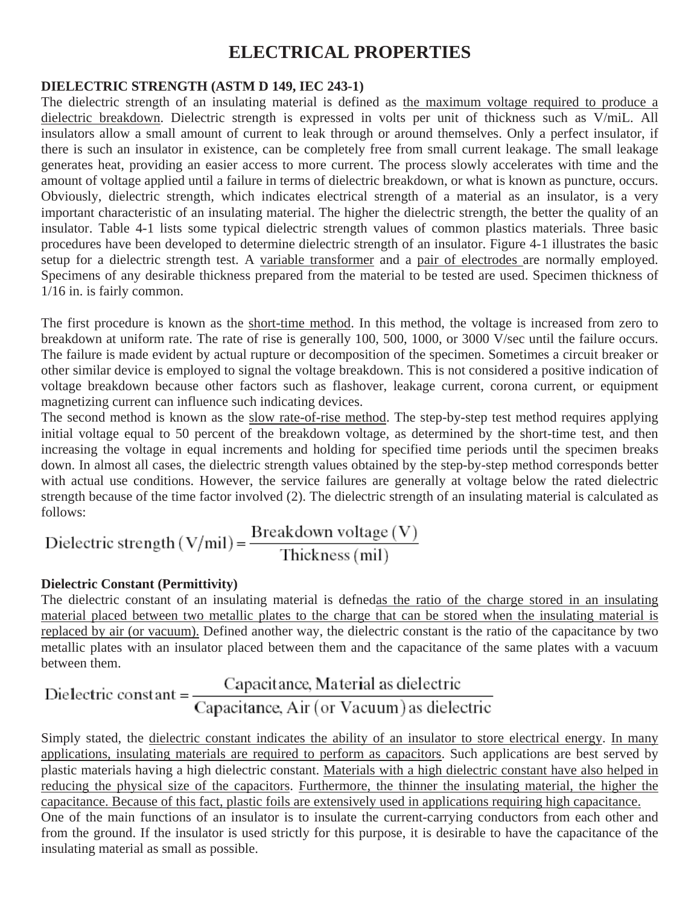# ELECTRICAL PROPERTIES

**DIELECTRIC STRENGTH (ASTM D 149, IEC 243-1)**

The dielectric strength of an insulating material is defined as the maximum voltage required to produce a dielectric breakdown. Dielectric strength is expressed in volts per unit of thickness such as V/miL. All insulators allow a small amount of current to leak through or around themselves. Only a perfect insulator, if there is such an insulator in existence, can be completely free from small current leakage. The small leakage generates heat, providing an easier access to more current. The process slowly accelerates with time and the amount of voltage applied until a failure in terms of dielectric breakdown, or what is known as puncture, occurs. Obviously, dielectric strength, which indicates electrical strength of a material as an insulator, is a very important characteristic of an insulating material. The higher the dielectric strength, the better the quality of an insulator. Table 4-1 lists some typical dielectric strength values of common plastics materials. Three basic procedures have been developed to determine dielectric strength of an insulator. Figure 4-1 illustrates the basic setup for a dielectric strength test. A variable transformer and a pair of electrodes are normally employed. Specimens of any desirable thickness prepared from the material to be tested are used. Specimen thickness of 1/16 in. is fairly common.

The first procedure is known as the short-time method. In this method, the voltage is increased from zero to breakdown at uniform rate. The rate of rise is generally 100, 500, 1000, or 3000 V/sec until the failure occurs. The failure is made evident by actual rupture or decomposition of the specimen. Sometimes a circuit breaker or other similar device is employed to signal the voltage breakdown. This is not considered a positive indication of voltage breakdown because other factors such as flashover, leakage current, corona current, or equipment magnetizing current can influence such indicating devices.

The second method is known as the slow rate-of-rise method. The step-by-step test method requires applying initial voltage equal to 50 percent of the breakdown voltage, as determined by the short-time test, and then increasing the voltage in equal increments and holding for specified time periods until the specimen breaks down. In almost all cases, the dielectric strength values obtained by the step-by-step method corresponds better with actual use conditions. However, the service failures are generally at voltage below the rated dielectric strength because of the time factor involved (2). The dielectric strength of an insulating material is calculated as follows:

$$\text{Dielectric strength (V/mil)} = \frac{\text{Breakdown voltage (V)}}{\text{Thickness (mil)}}$$

**Dielectric Constant (Permittivity)**

The dielectric constant of an insulating material is defnedas the ratio of the charge stored in an insulating material placed between two metallic plates to the charge that can be stored when the insulating material is replaced by air (or vacuum). Defined another way, the dielectric constant is the ratio of the capacitance by two metallic plates with an insulator placed between them and the capacitance of the same plates with a vacuum between them.

$$\text{Dielectric constant} = \frac{\text{Capacitance, Material as dielectric}}{\text{Capacitance, Air (or Vacuum) as dielectric}}$$

Simply stated, the dielectric constant indicates the ability of an insulator to store electrical energy. In many applications, insulating materials are required to perform as capacitors. Such applications are best served by plastic materials having a high dielectric constant. Materials with a high dielectric constant have also helped in reducing the physical size of the capacitors. Furthermore, the thinner the insulating material, the higher the capacitance. Because of this fact, plastic foils are extensively used in applications requiring high capacitance.

One of the main functions of an insulator is to insulate the current-carrying conductors from each other and from the ground. If the insulator is used strictly for this purpose, it is desirable to have the capacitance of the insulating material as small as possible.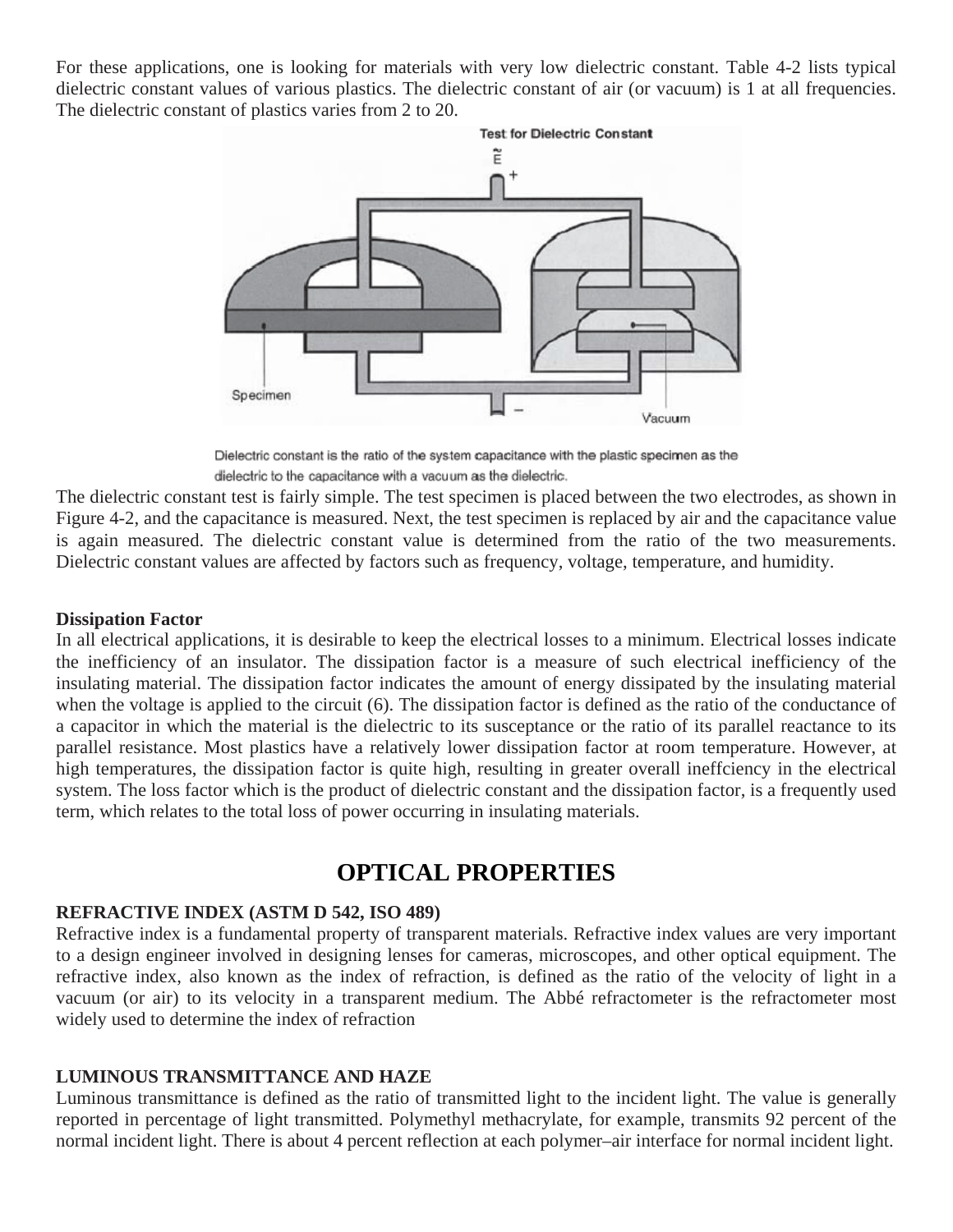For these applications, one is looking for materials with very low dielectric constant. Table 4-2 lists typical dielectric constant values of various plastics. The dielectric constant of air (or vacuum) is 1 at all frequencies. The dielectric constant of plastics varies from 2 to 20.

Test for Dielectric Constant

Specimen

Vacuum

Dielectric constant is the ratio of the system capacitance with the plastic specimen as the dielectric to the capacitance with a vacuum as the dielectric.

The dielectric constant test is fairly simple. The test specimen is placed between the two electrodes, as shown in Figure 4-2, and the capacitance is measured. Next, the test specimen is replaced by air and the capacitance value is again measured. The dielectric constant value is determined from the ratio of the two measurements. Dielectric constant values are affected by factors such as frequency, voltage, temperature, and humidity.

**Dissipation Factor**

In all electrical applications, it is desirable to keep the electrical losses to a minimum. Electrical losses indicate the inefficiency of an insulator. The dissipation factor is a measure of such electrical inefficiency of the insulating material. The dissipation factor indicates the amount of energy dissipated by the insulating material when the voltage is applied to the circuit (6). The dissipation factor is defined as the ratio of the conductance of a capacitor in which the material is the dielectric to its susceptance or the ratio of its parallel reactance to its parallel resistance. Most plastics have a relatively lower dissipation factor at room temperature. However, at high temperatures, the dissipation factor is quite high, resulting in greater overall ineffciency in the electrical system. The loss factor which is the product of dielectric constant and the dissipation factor, is a frequently used term, which relates to the total loss of power occurring in insulating materials.

## OPTICAL PROPERTIES

**REFRACTIVE INDEX (ASTM D 542, ISO 489)**

Refractive index is a fundamental property of transparent materials. Refractive index values are very important to a design engineer involved in designing lenses for cameras, microscopes, and other optical equipment. The refractive index, also known as the index of refraction, is defined as the ratio of the velocity of light in a vacuum (or air) to its velocity in a transparent medium. The Abbé refractometer is the refractometer most widely used to determine the index of refraction

**LUMINOUS TRANSMITTANCE AND HAZE**

Luminous transmittance is defined as the ratio of transmitted light to the incident light. The value is generally reported in percentage of light transmitted. Polymethyl methacrylate, for example, transmits 92 percent of the normal incident light. There is about 4 percent reflection at each polymer–air interface for normal incident light.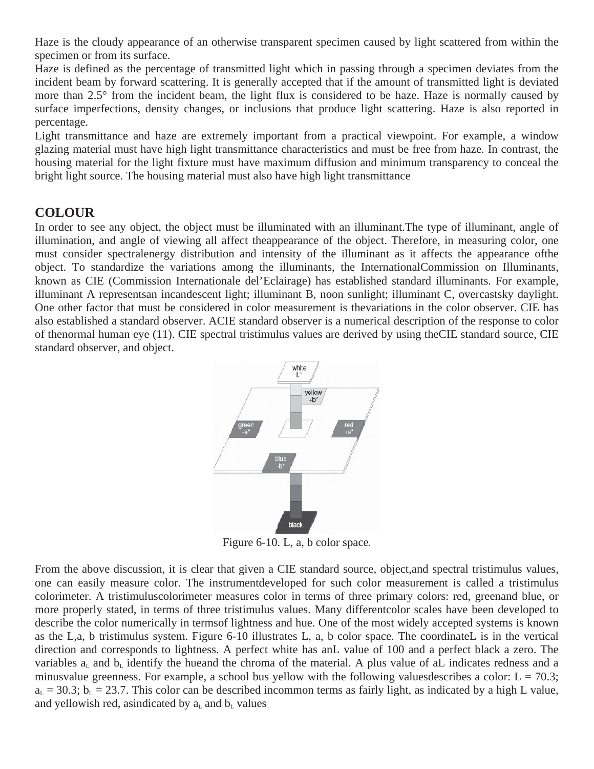Haze is the cloudy appearance of an otherwise transparent specimen caused by light scattered from within the specimen or from its surface.

Haze is defined as the percentage of transmitted light which in passing through a specimen deviates from the incident beam by forward scattering. It is generally accepted that if the amount of transmitted light is deviated more than 2.5° from the incident beam, the light flux is considered to be haze. Haze is normally caused by surface imperfections, density changes, or inclusions that produce light scattering. Haze is also reported in percentage.

Light transmittance and haze are extremely important from a practical viewpoint. For example, a window glazing material must have high light transmittance characteristics and must be free from haze. In contrast, the housing material for the light fixture must have maximum diffusion and minimum transparency to conceal the bright light source. The housing material must also have high light transmittance

## COLOUR

In order to see any object, the object must be illuminated with an illuminant.The type of illuminant, angle of illumination, and angle of viewing all affect theappearance of the object. Therefore, in measuring color, one must consider spectralenergy distribution and intensity of the illuminant as it affects the appearance ofthe object. To standardize the variations among the illuminants, the InternationalCommission on Illuminants, known as CIE (Commission Internationale del'Eclairage) has established standard illuminants. For example, illuminant A representsan incandescent light; illuminant B, noon sunlight; illuminant C, overcastsky daylight. One other factor that must be considered in color measurement is thevariations in the color observer. CIE has also established a standard observer. ACIE standard observer is a numerical description of the response to color of thenormal human eye (11). CIE spectral tristimulus values are derived by using theCIE standard source, CIE standard observer, and object.

white
L*
yellow
+b*
green
-a*
red
+a*
blue
-b*
black

Figure 6-10. L, a, b color space.

From the above discussion, it is clear that given a CIE standard source, object,and spectral tristimulus values, one can easily measure color. The instrumentdeveloped for such color measurement is called a tristimulus colorimeter. A tristimuluscolorimeter measures color in terms of three primary colors: red, greenand blue, or more properly stated, in terms of three tristimulus values. Many differentcolor scales have been developed to describe the color numerically in termsof lightness and hue. One of the most widely accepted systems is known as the L,a, b tristimulus system. Figure 6-10 illustrates L, a, b color space. The coordinateL is in the vertical direction and corresponds to lightness. A perfect white has anL value of 100 and a perfect black a zero. The variables $a_L$ and $b_L$ identify the hueand the chroma of the material. A plus value of aL indicates redness and a minusvalue greenness. For example, a school bus yellow with the following valuesdescribes a color: L = 70.3; $a_L$ = 30.3; $b_L$ = 23.7. This color can be described incommon terms as fairly light, as indicated by a high L value, and yellowish red, asindicated by $a_L$ and $b_L$ values